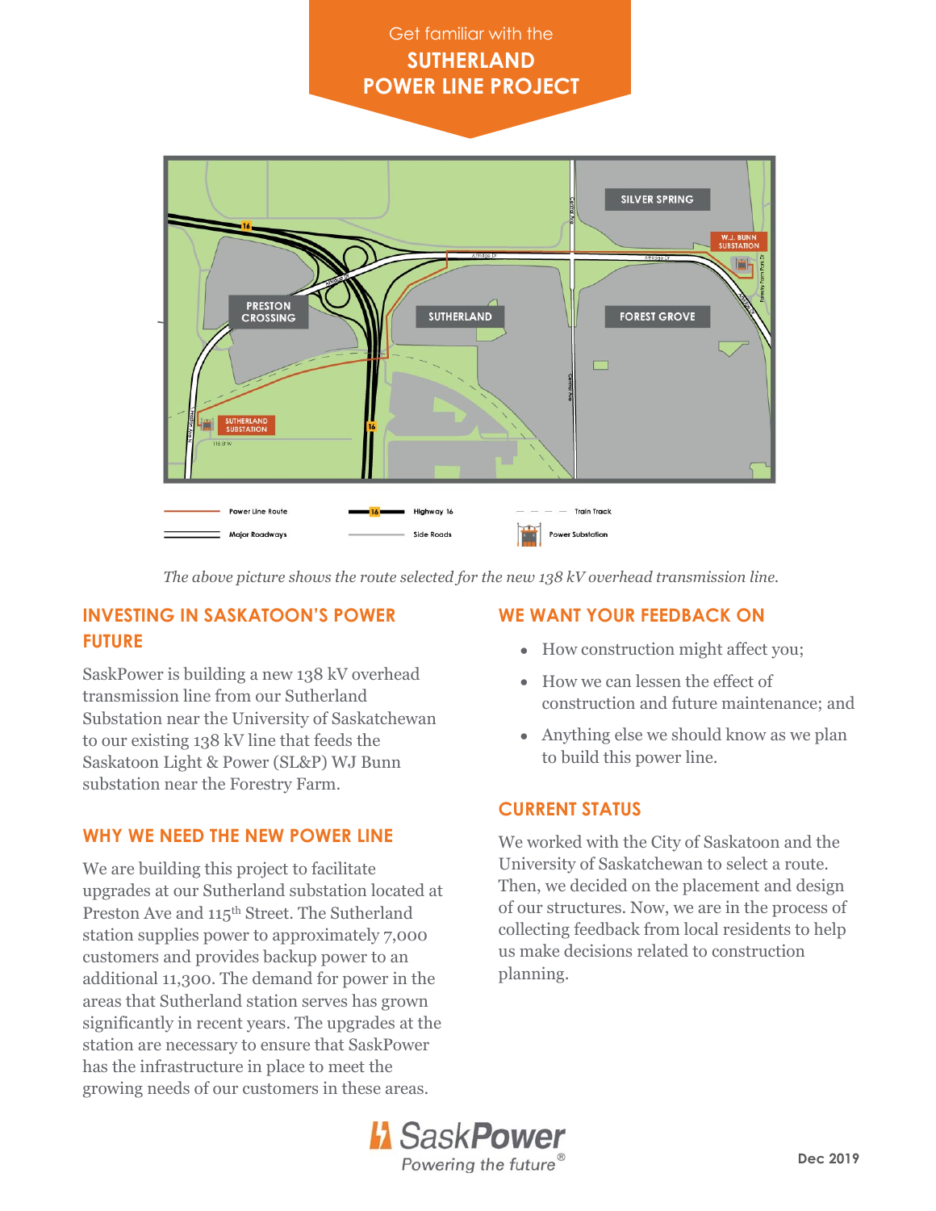Get familiar with the

# SUTHERLAND POWER LINE PROJECT

*The above picture shows the route selected for the new 138 kV overhead transmission line.*

## INVESTING IN SASKATOON'S POWER FUTURE

SaskPower is building a new 138 kV overhead transmission line from our Sutherland Substation near the University of Saskatchewan to our existing 138 kV line that feeds the Saskatoon Light & Power (SL&P) WJ Bunn substation near the Forestry Farm.

## WHY WE NEED THE NEW POWER LINE

We are building this project to facilitate upgrades at our Sutherland substation located at Preston Ave and 115th Street. The Sutherland station supplies power to approximately 7,000 customers and provides backup power to an additional 11,300. The demand for power in the areas that Sutherland station serves has grown significantly in recent years. The upgrades at the station are necessary to ensure that SaskPower has the infrastructure in place to meet the growing needs of our customers in these areas.

## WE WANT YOUR FEEDBACK ON

- How construction might affect you;
- How we can lessen the effect of construction and future maintenance; and
- Anything else we should know as we plan to build this power line.

## CURRENT STATUS

We worked with the City of Saskatoon and the University of Saskatchewan to select a route. Then, we decided on the placement and design of our structures. Now, we are in the process of collecting feedback from local residents to help us make decisions related to construction planning.

Dec 2019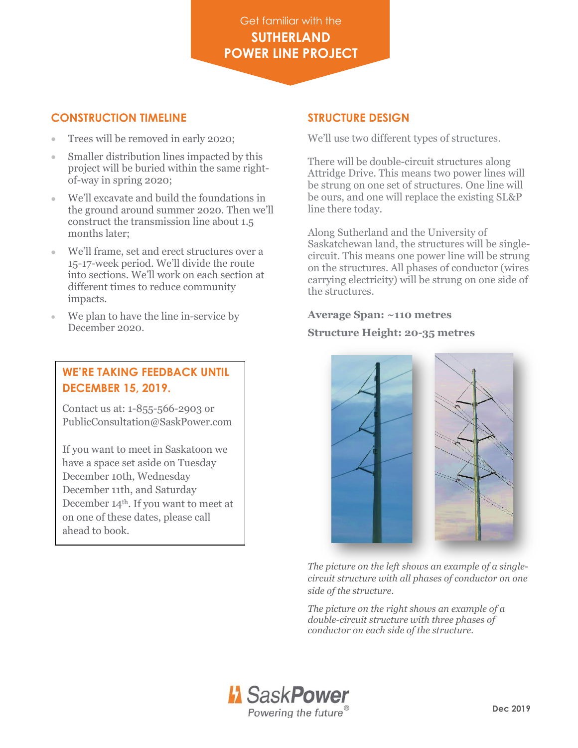Get familiar with the

# SUTHERLAND POWER LINE PROJECT

## CONSTRUCTION TIMELINE

- Trees will be removed in early 2020;
- Smaller distribution lines impacted by this project will be buried within the same right-of-way in spring 2020;
- We'll excavate and build the foundations in the ground around summer 2020. Then we'll construct the transmission line about 1.5 months later;
- We'll frame, set and erect structures over a 15-17-week period. We'll divide the route into sections. We'll work on each section at different times to reduce community impacts.
- We plan to have the line in-service by December 2020.

## WE'RE TAKING FEEDBACK UNTIL DECEMBER 15, 2019.

Contact us at: 1-855-566-2903 or PublicConsultation@SaskPower.com

If you want to meet in Saskatoon we have a space set aside on Tuesday December 10th, Wednesday December 11th, and Saturday December 14th. If you want to meet at on one of these dates, please call ahead to book.

## STRUCTURE DESIGN

We'll use two different types of structures.

There will be double-circuit structures along Attridge Drive. This means two power lines will be strung on one set of structures. One line will be ours, and one will replace the existing SL&P line there today.

Along Sutherland and the University of Saskatchewan land, the structures will be single-circuit. This means one power line will be strung on the structures. All phases of conductor (wires carrying electricity) will be strung on one side of the structures.

**Average Span: ~110 metres**

**Structure Height: 20-35 metres**

*The picture on the left shows an example of a single-circuit structure with all phases of conductor on one side of the structure.*

*The picture on the right shows an example of a double-circuit structure with three phases of conductor on each side of the structure.*

SaskPower
Powering the future®

Dec 2019